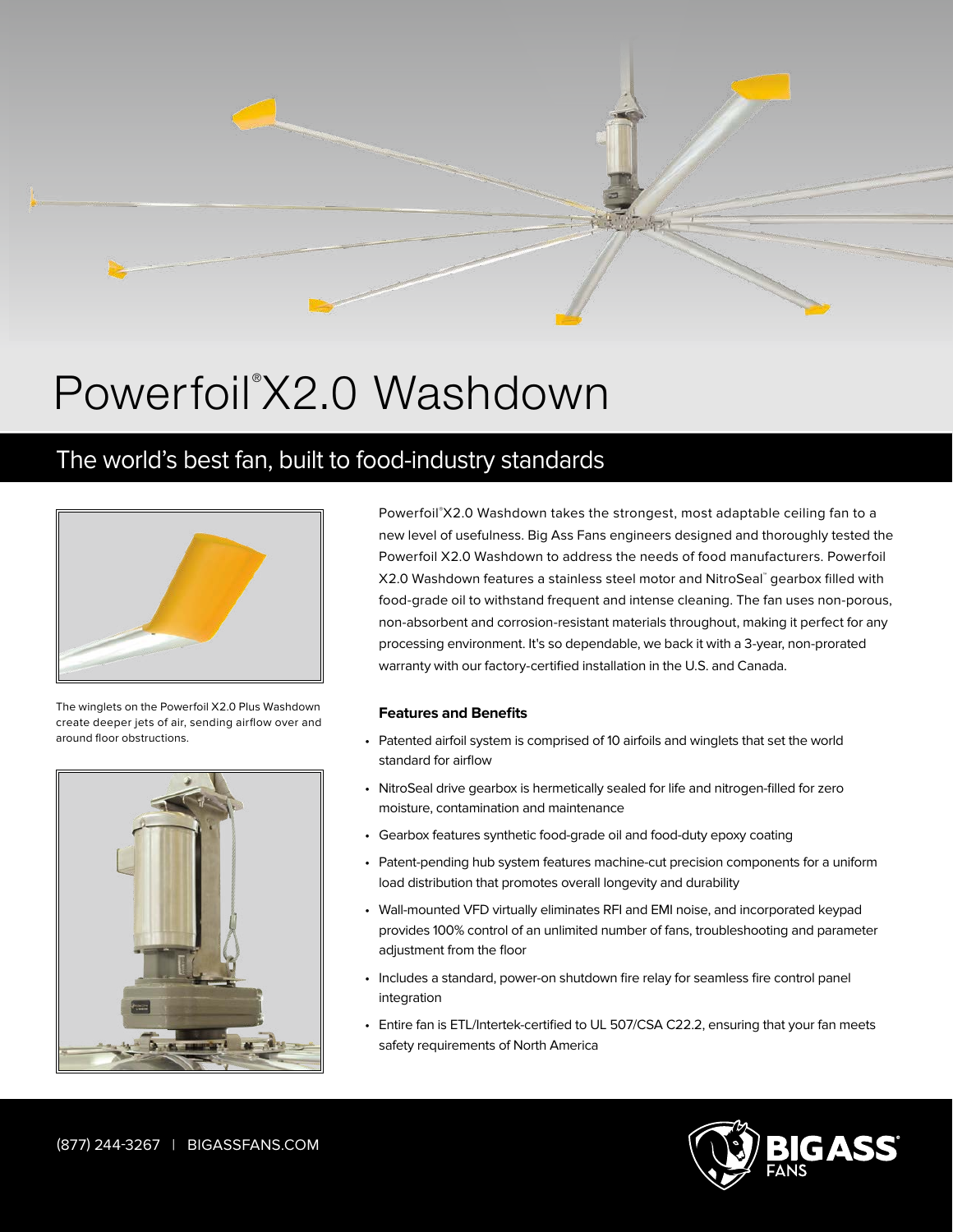# Powerfoil® X2.0 Washdown

## The world's best fan, built to food-industry standards

The winglets on the Powerfoil X2.0 Plus Washdown create deeper jets of air, sending airflow over and around floor obstructions.

Powerfoil® X2.0 Washdown takes the strongest, most adaptable ceiling fan to a new level of usefulness. Big Ass Fans engineers designed and thoroughly tested the Powerfoil X2.0 Washdown to address the needs of food manufacturers. Powerfoil X2.0 Washdown features a stainless steel motor and NitroSeal™ gearbox filled with food-grade oil to withstand frequent and intense cleaning. The fan uses non-porous, non-absorbent and corrosion-resistant materials throughout, making it perfect for any processing environment. It's so dependable, we back it with a 3-year, non-prorated warranty with our factory-certified installation in the U.S. and Canada.

### Features and Benefits

- Patented airfoil system is comprised of 10 airfoils and winglets that set the world standard for airflow
- NitroSeal drive gearbox is hermetically sealed for life and nitrogen-filled for zero moisture, contamination and maintenance
- Gearbox features synthetic food-grade oil and food-duty epoxy coating
- Patent-pending hub system features machine-cut precision components for a uniform load distribution that promotes overall longevity and durability
- Wall-mounted VFD virtually eliminates RFI and EMI noise, and incorporated keypad provides 100% control of an unlimited number of fans, troubleshooting and parameter adjustment from the floor
- Includes a standard, power-on shutdown fire relay for seamless fire control panel integration
- Entire fan is ETL/Intertek-certified to UL 507/CSA C22.2, ensuring that your fan meets safety requirements of North America

(877) 244-3267 | BIGASSFANS.COM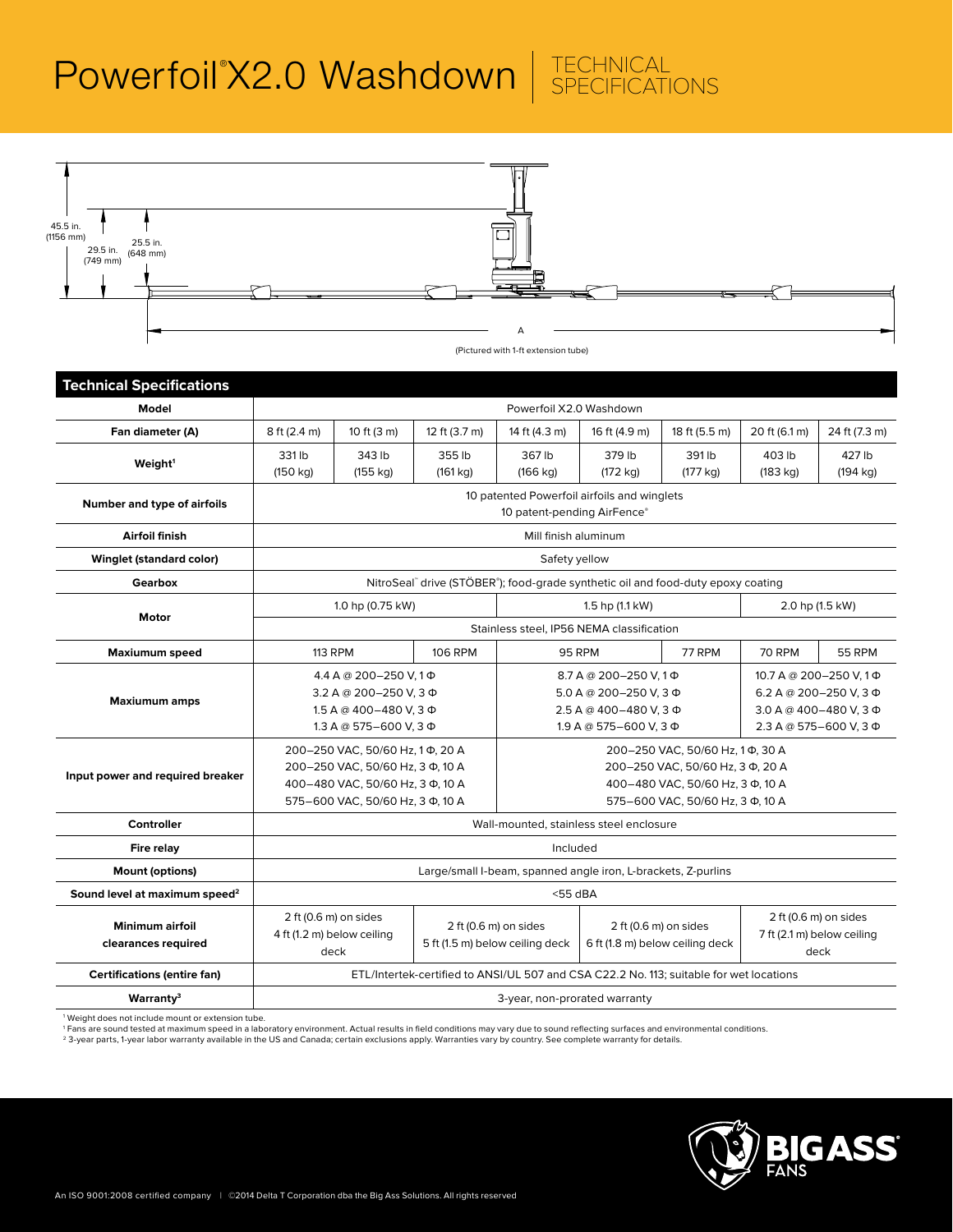# Powerfoil® X2.0 Washdown | TECHNICAL SPECIFICATIONS

45.5 in. (1156 mm)

29.5 in. (749 mm)

25.5 in. (648 mm)

A

(Pictured with 1-ft extension tube)

| Technical Specifications | | | | | | | | |
|---|---|---|---|---|---|---|---|---|
| **Model** | Powerfoil X2.0 Washdown | | | | | | | |
| **Fan diameter (A)** | 8 ft (2.4 m) | 10 ft (3 m) | 12 ft (3.7 m) | 14 ft (4.3 m) | 16 ft (4.9 m) | 18 ft (5.5 m) | 20 ft (6.1 m) | 24 ft (7.3 m) |
| **Weight[1]** | 331 lb (150 kg) | 343 lb (155 kg) | 355 lb (161 kg) | 367 lb (166 kg) | 379 lb (172 kg) | 391 lb (177 kg) | 403 lb (183 kg) | 427 lb (194 kg) |
| **Number and type of airfoils** | 10 patented Powerfoil airfoils and winglets<br>10 patent-pending AirFence® | | | | | | | |
| **Airfoil finish** | Mill finish aluminum | | | | | | | |
| **Winglet (standard color)** | Safety yellow | | | | | | | |
| **Gearbox** | NitroSeal™ drive (STÖBER®); food-grade synthetic oil and food-duty epoxy coating | | | | | | | |
| **Motor** | 1.0 hp (0.75 kW) | | | 1.5 hp (1.1 kW) | | | 2.0 hp (1.5 kW) | |
| | Stainless steel, IP56 NEMA classification | | | | | | | |
| **Maxiumum speed** | 113 RPM | | 106 RPM | 95 RPM | | 77 RPM | 70 RPM | 55 RPM |
| **Maxiumum amps** | 4.4 A @ 200–250 V, 1 Φ<br>3.2 A @ 200–250 V, 3 Φ<br>1.5 A @ 400–480 V, 3 Φ<br>1.3 A @ 575–600 V, 3 Φ | | | 8.7 A @ 200–250 V, 1 Φ<br>5.0 A @ 200–250 V, 3 Φ<br>2.5 A @ 400–480 V, 3 Φ<br>1.9 A @ 575–600 V, 3 Φ | | | 10.7 A @ 200–250 V, 1 Φ<br>6.2 A @ 200–250 V, 3 Φ<br>3.0 A @ 400–480 V, 3 Φ<br>2.3 A @ 575–600 V, 3 Φ | |
| **Input power and required breaker** | 200–250 VAC, 50/60 Hz, 1 Φ, 20 A<br>200–250 VAC, 50/60 Hz, 3 Φ, 10 A<br>400–480 VAC, 50/60 Hz, 3 Φ, 10 A<br>575–600 VAC, 50/60 Hz, 3 Φ, 10 A | | | 200–250 VAC, 50/60 Hz, 1 Φ, 30 A<br>200–250 VAC, 50/60 Hz, 3 Φ, 20 A<br>400–480 VAC, 50/60 Hz, 3 Φ, 10 A<br>575–600 VAC, 50/60 Hz, 3 Φ, 10 A | | | | |
| **Controller** | Wall-mounted, stainless steel enclosure | | | | | | | |
| **Fire relay** | Included | | | | | | | |
| **Mount (options)** | Large/small I-beam, spanned angle iron, L-brackets, Z-purlins | | | | | | | |
| **Sound level at maximum speed[2]** | <55 dBA | | | | | | | |
| **Minimum airfoil clearances required** | 2 ft (0.6 m) on sides<br>4 ft (1.2 m) below ceiling deck | | 2 ft (0.6 m) on sides<br>5 ft (1.5 m) below ceiling deck | | 2 ft (0.6 m) on sides<br>6 ft (1.8 m) below ceiling deck | | 2 ft (0.6 m) on sides<br>7 ft (2.1 m) below ceiling deck | |
| **Certifications (entire fan)** | ETL/Intertek-certified to ANSI/UL 507 and CSA C22.2 No. 113; suitable for wet locations | | | | | | | |
| **Warranty[3]** | 3-year, non-prorated warranty | | | | | | | |

[1] Weight does not include mount or extension tube.
[1] Fans are sound tested at maximum speed in a laboratory environment. Actual results in field conditions may vary due to sound reflecting surfaces and environmental conditions.
[2] 3-year parts, 1-year labor warranty available in the US and Canada; certain exclusions apply. Warranties vary by country. See complete warranty for details.

An ISO 9001:2008 certified company | ©2014 Delta T Corporation dba the Big Ass Solutions. All rights reserved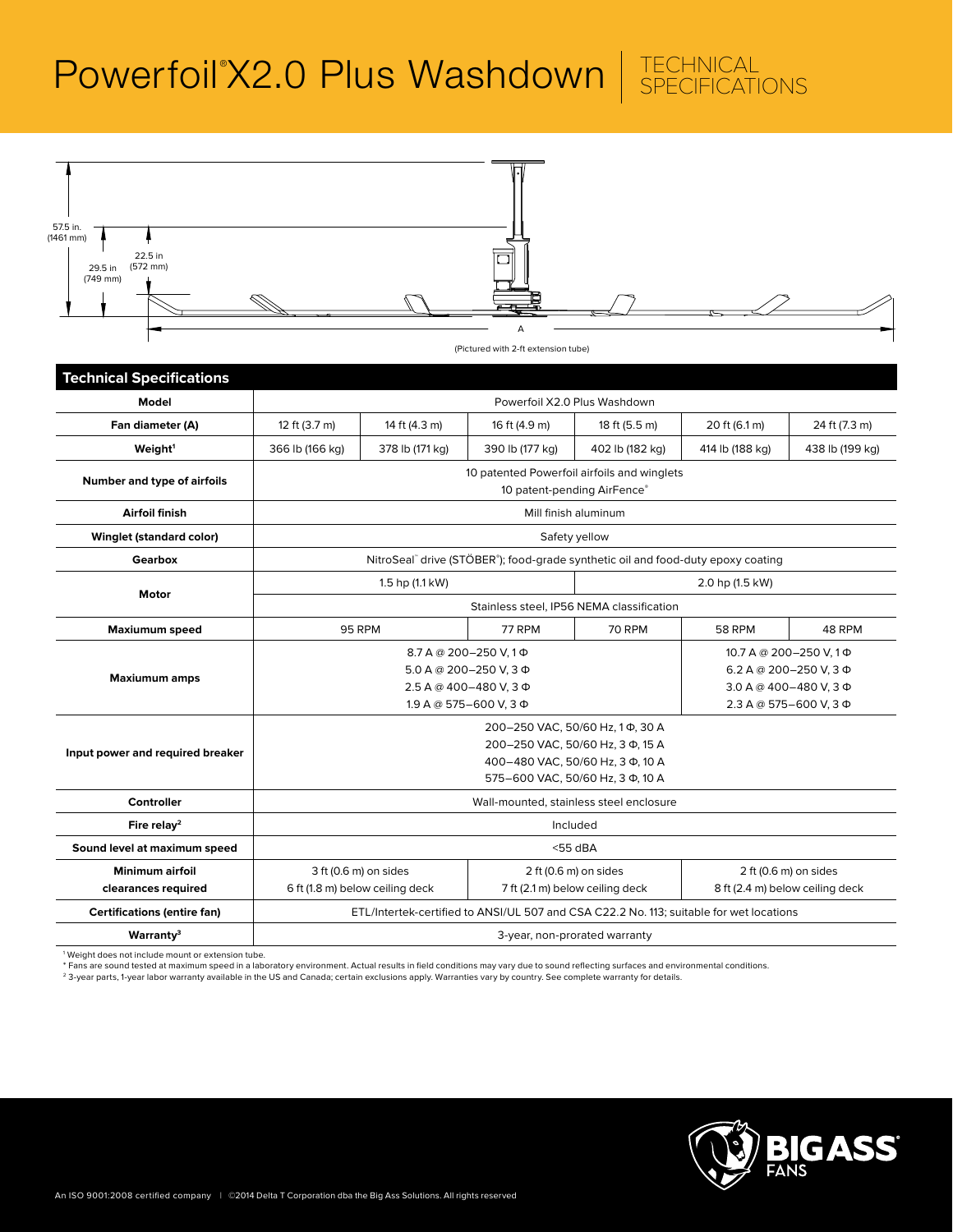# Powerfoil® X2.0 Plus Washdown | TECHNICAL SPECIFICATIONS

57.5 in. (1461 mm)

22.5 in (572 mm)

29.5 in (749 mm)

A

(Pictured with 2-ft extension tube)

## Technical Specifications

| | | | | | | |
|---|---|---|---|---|---|---|
| **Model** | Powerfoil X2.0 Plus Washdown | | | | | |
| **Fan diameter (A)** | 12 ft (3.7 m) | 14 ft (4.3 m) | 16 ft (4.9 m) | 18 ft (5.5 m) | 20 ft (6.1 m) | 24 ft (7.3 m) |
| **Weight[1]** | 366 lb (166 kg) | 378 lb (171 kg) | 390 lb (177 kg) | 402 lb (182 kg) | 414 lb (188 kg) | 438 lb (199 kg) |
| **Number and type of airfoils** | 10 patented Powerfoil airfoils and winglets<br>10 patent-pending AirFence® | | | | | |
| **Airfoil finish** | Mill finish aluminum | | | | | |
| **Winglet (standard color)** | Safety yellow | | | | | |
| **Gearbox** | NitroSeal™ drive (STÖBER®); food-grade synthetic oil and food-duty epoxy coating | | | | | |
| **Motor** | 1.5 hp (1.1 kW) | | | 2.0 hp (1.5 kW) | | |
| | Stainless steel, IP56 NEMA classification | | | | | |
| **Maxiumum speed** | 95 RPM | | 77 RPM | 70 RPM | 58 RPM | 48 RPM |
| **Maxiumum amps** | 8.7 A @ 200–250 V, 1 Φ<br>5.0 A @ 200–250 V, 3 Φ<br>2.5 A @ 400–480 V, 3 Φ<br>1.9 A @ 575–600 V, 3 Φ | | | | 10.7 A @ 200–250 V, 1 Φ<br>6.2 A @ 200–250 V, 3 Φ<br>3.0 A @ 400–480 V, 3 Φ<br>2.3 A @ 575–600 V, 3 Φ | |
| **Input power and required breaker** | 200–250 VAC, 50/60 Hz, 1 Φ, 30 A<br>200–250 VAC, 50/60 Hz, 3 Φ, 15 A<br>400–480 VAC, 50/60 Hz, 3 Φ, 10 A<br>575–600 VAC, 50/60 Hz, 3 Φ, 10 A | | | | | |
| **Controller** | Wall-mounted, stainless steel enclosure | | | | | |
| **Fire relay[2]** | Included | | | | | |
| **Sound level at maximum speed** | <55 dBA | | | | | |
| **Minimum airfoil clearances required** | 3 ft (0.6 m) on sides<br>6 ft (1.8 m) below ceiling deck | | 2 ft (0.6 m) on sides<br>7 ft (2.1 m) below ceiling deck | | 2 ft (0.6 m) on sides<br>8 ft (2.4 m) below ceiling deck | |
| **Certifications (entire fan)** | ETL/Intertek-certified to ANSI/UL 507 and CSA C22.2 No. 113; suitable for wet locations | | | | | |
| **Warranty[3]** | 3-year, non-prorated warranty | | | | | |

[1] Weight does not include mount or extension tube.

* Fans are sound tested at maximum speed in a laboratory environment. Actual results in field conditions may vary due to sound reflecting surfaces and environmental conditions.

[2] 3-year parts, 1-year labor warranty available in the US and Canada; certain exclusions apply. Warranties vary by country. See complete warranty for details.

BIG ASS FANS

An ISO 9001:2008 certified company | ©2014 Delta T Corporation dba the Big Ass Solutions. All rights reserved